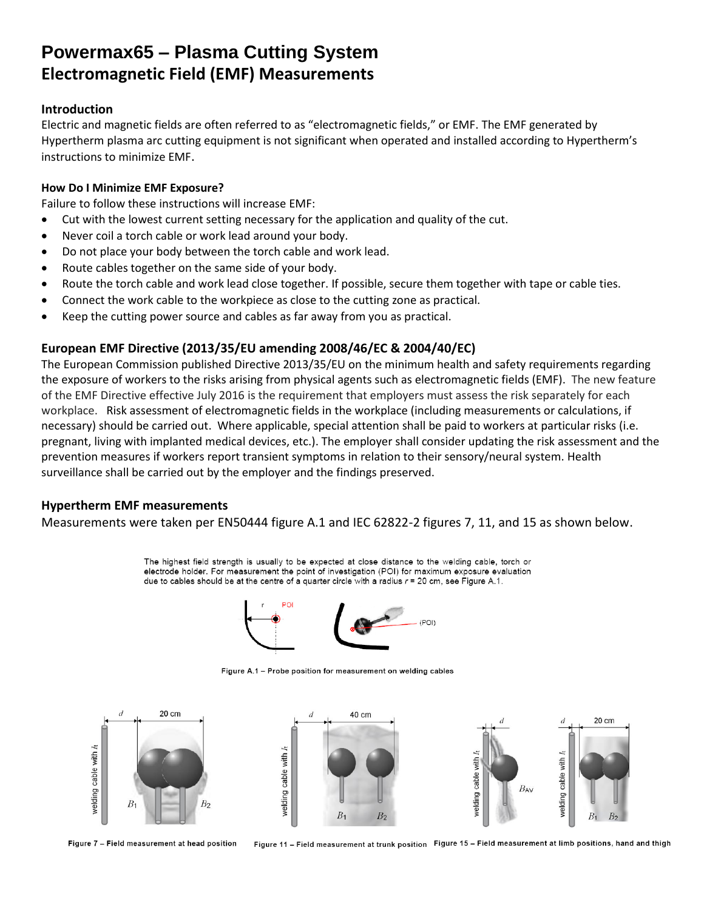# Powermax65 – Plasma Cutting System

## Electromagnetic Field (EMF) Measurements

### Introduction

Electric and magnetic fields are often referred to as “electromagnetic fields,” or EMF. The EMF generated by Hypertherm plasma arc cutting equipment is not significant when operated and installed according to Hypertherm’s instructions to minimize EMF.

### How Do I Minimize EMF Exposure?

Failure to follow these instructions will increase EMF:

- Cut with the lowest current setting necessary for the application and quality of the cut.
- Never coil a torch cable or work lead around your body.
- Do not place your body between the torch cable and work lead.
- Route cables together on the same side of your body.
- Route the torch cable and work lead close together. If possible, secure them together with tape or cable ties.
- Connect the work cable to the workpiece as close to the cutting zone as practical.
- Keep the cutting power source and cables as far away from you as practical.

### European EMF Directive (2013/35/EU amending 2008/46/EC & 2004/40/EC)

The European Commission published Directive 2013/35/EU on the minimum health and safety requirements regarding the exposure of workers to the risks arising from physical agents such as electromagnetic fields (EMF). The new feature of the EMF Directive effective July 2016 is the requirement that employers must assess the risk separately for each workplace. Risk assessment of electromagnetic fields in the workplace (including measurements or calculations, if necessary) should be carried out. Where applicable, special attention shall be paid to workers at particular risks (i.e. pregnant, living with implanted medical devices, etc.). The employer shall consider updating the risk assessment and the prevention measures if workers report transient symptoms in relation to their sensory/neural system. Health surveillance shall be carried out by the employer and the findings preserved.

### Hypertherm EMF measurements

Measurements were taken per EN50444 figure A.1 and IEC 62822-2 figures 7, 11, and 15 as shown below.

The highest field strength is usually to be expected at close distance to the welding cable, torch or electrode holder. For measurement the point of investigation (POI) for maximum exposure evaluation due to cables should be at the centre of a quarter circle with a radius $r$ = 20 cm, see Figure A.1.

Figure A.1 – Probe position for measurement on welding cables

Figure 7 – Field measurement at head position

Figure 11 – Field measurement at trunk position

Figure 15 – Field measurement at limb positions, hand and thigh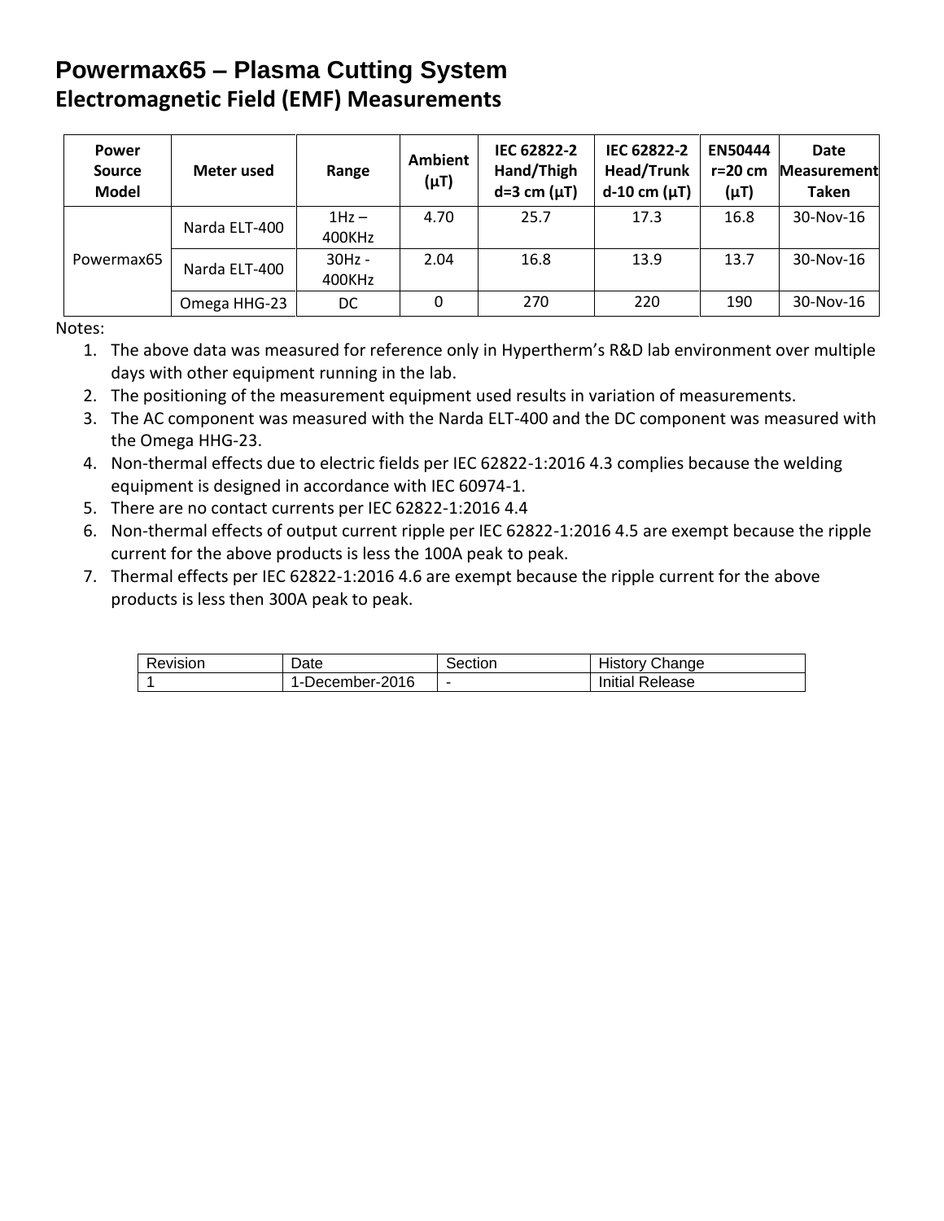# Powermax65 – Plasma Cutting System

## Electromagnetic Field (EMF) Measurements

| Power Source Model | Meter used | Range | Ambient (µT) | IEC 62822-2 Hand/Thigh d=3 cm (µT) | IEC 62822-2 Head/Trunk d-10 cm (µT) | EN50444 r=20 cm (µT) | Date Measurement Taken |
|---|---|---|---|---|---|---|---|
| Powermax65 | Narda ELT-400 | 1Hz – 400KHz | 4.70 | 25.7 | 17.3 | 16.8 | 30-Nov-16 |
| | Narda ELT-400 | 30Hz - 400KHz | 2.04 | 16.8 | 13.9 | 13.7 | 30-Nov-16 |
| | Omega HHG-23 | DC | 0 | 270 | 220 | 190 | 30-Nov-16 |

Notes:

1. The above data was measured for reference only in Hypertherm's R&D lab environment over multiple days with other equipment running in the lab.
2. The positioning of the measurement equipment used results in variation of measurements.
3. The AC component was measured with the Narda ELT-400 and the DC component was measured with the Omega HHG-23.
4. Non-thermal effects due to electric fields per IEC 62822-1:2016 4.3 complies because the welding equipment is designed in accordance with IEC 60974-1.
5. There are no contact currents per IEC 62822-1:2016 4.4
6. Non-thermal effects of output current ripple per IEC 62822-1:2016 4.5 are exempt because the ripple current for the above products is less the 100A peak to peak.
7. Thermal effects per IEC 62822-1:2016 4.6 are exempt because the ripple current for the above products is less then 300A peak to peak.

| Revision | Date | Section | History Change |
|---|---|---|---|
| 1 | 1-December-2016 | - | Initial Release |